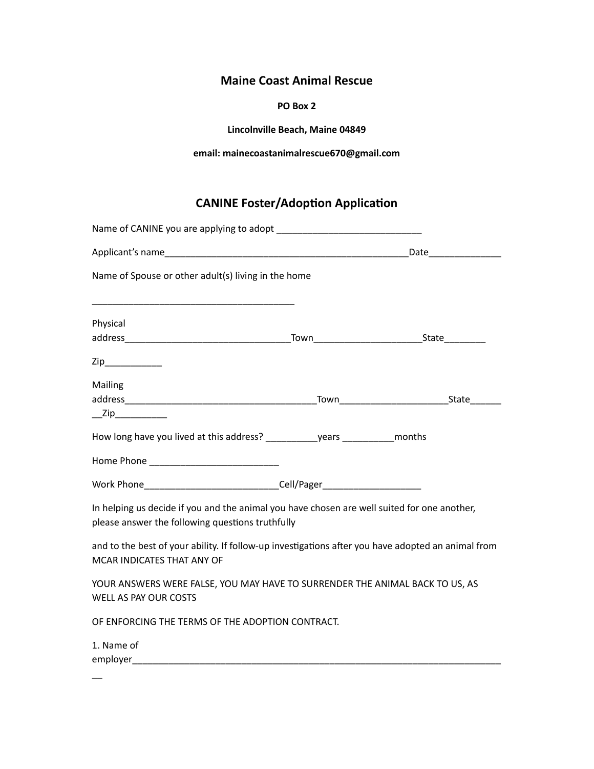## Maine Coast Animal Rescue

**PO Box 2**

**Lincolnville Beach, Maine 04849**

**email: mainecoastanimalrescue670@gmail.com**

## CANINE Foster/Adoption Application

Name of CANINE you are applying to adopt ____________________________

Applicant's name________________________________________________Date______________

Name of Spouse or other adult(s) living in the home

________________________________________

Physical address________________________________Town____________________State________

Zip___________

Mailing address_____________________________________Town____________________State______ __Zip__________

How long have you lived at this address? __________years __________months

Home Phone _________________________

Work Phone__________________________Cell/Pager___________________

In helping us decide if you and the animal you have chosen are well suited for one another, please answer the following questions truthfully

and to the best of your ability. If follow-up investigations after you have adopted an animal from MCAR INDICATES THAT ANY OF

YOUR ANSWERS WERE FALSE, YOU MAY HAVE TO SURRENDER THE ANIMAL BACK TO US, AS WELL AS PAY OUR COSTS

OF ENFORCING THE TERMS OF THE ADOPTION CONTRACT.

1. Name of employer__________________________________________________________________________
__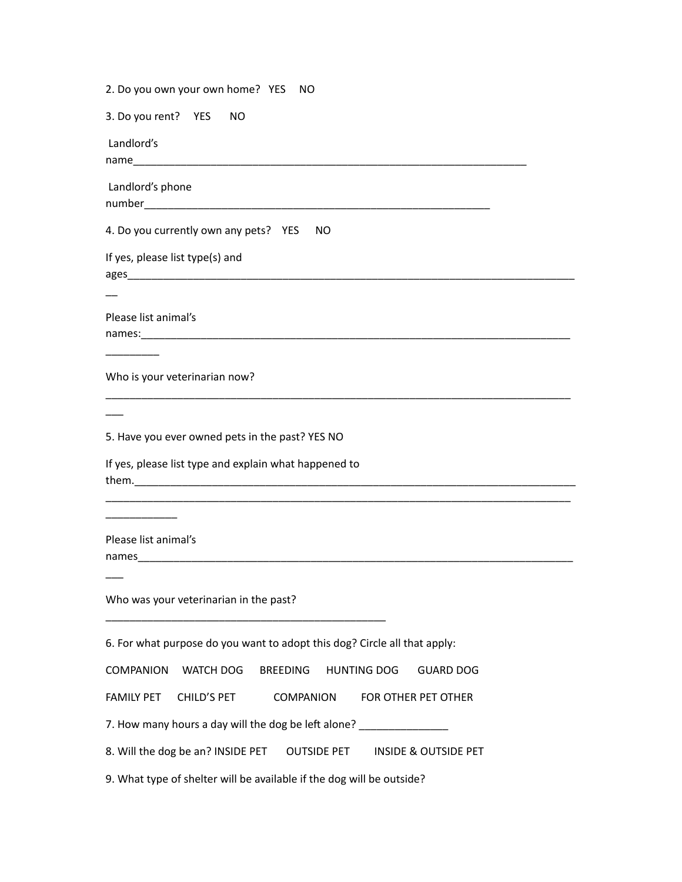2. Do you own your own home? YES NO

3. Do you rent? YES NO

Landlord's name_____________________________________________________________________

Landlord's phone number______________________________________________________________

4. Do you currently own any pets? YES NO

If yes, please list type(s) and ages______________________________________________________________________________

Please list animal's names:_____________________________________________________________________________

Who is your veterinarian now?

_____________________________________________________________________________________

5. Have you ever owned pets in the past? YES NO

If yes, please list type and explain what happened to them._____________________________________________________________________________

_____________________________________________________________________________________

Please list animal's names_____________________________________________________________________________

Who was your veterinarian in the past?

__________________________________________________

6. For what purpose do you want to adopt this dog? Circle all that apply:

COMPANION WATCH DOG BREEDING HUNTING DOG GUARD DOG

FAMILY PET CHILD'S PET COMPANION FOR OTHER PET OTHER

7. How many hours a day will the dog be left alone? _______________

8. Will the dog be an? INSIDE PET OUTSIDE PET INSIDE & OUTSIDE PET

9. What type of shelter will be available if the dog will be outside?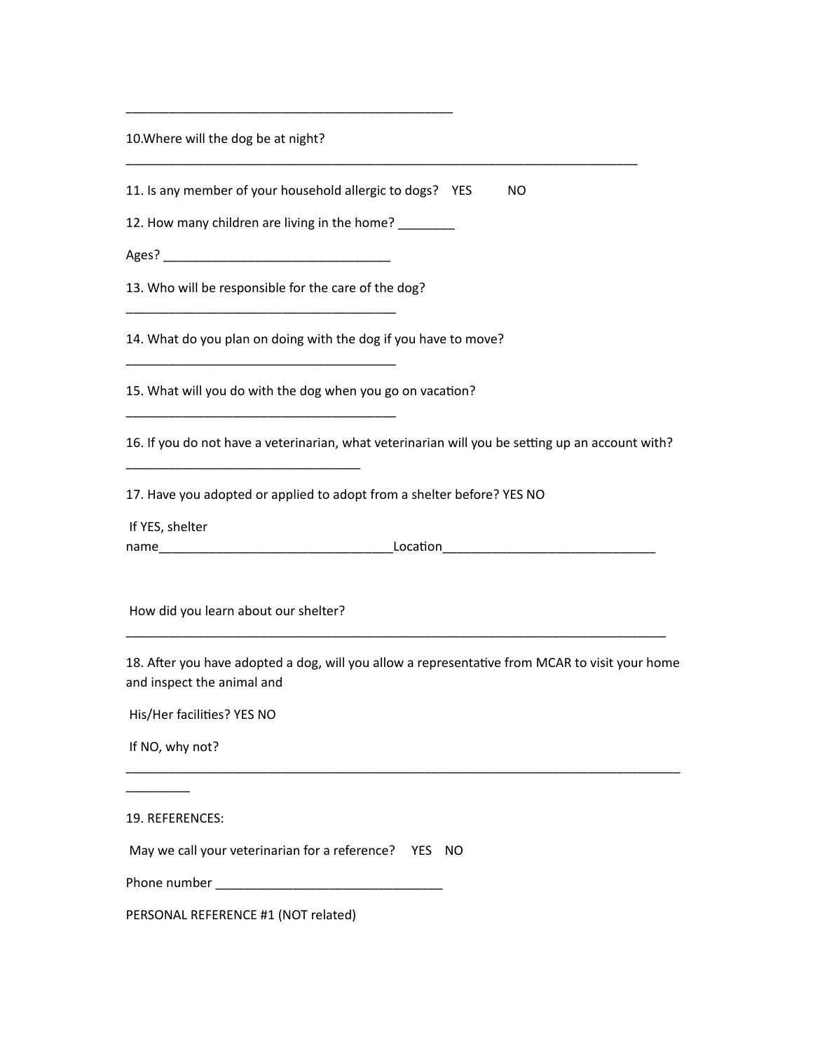_______________________________________________

10.Where will the dog be at night?

__________________________________________________________________________

11. Is any member of your household allergic to dogs? YES NO

12. How many children are living in the home? ________

Ages? ________________________________

13. Who will be responsible for the care of the dog?

_______________________________________

14. What do you plan on doing with the dog if you have to move?

_______________________________________

15. What will you do with the dog when you go on vacation?

_______________________________________

16. If you do not have a veterinarian, what veterinarian will you be setting up an account with?

__________________________________

17. Have you adopted or applied to adopt from a shelter before? YES NO

If YES, shelter name__________________________________Location_______________________________

How did you learn about our shelter?

______________________________________________________________________________

18. After you have adopted a dog, will you allow a representative from MCAR to visit your home and inspect the animal and

His/Her facilities? YES NO

If NO, why not?

________________________________________________________________________________
_________

19. REFERENCES:

May we call your veterinarian for a reference? YES NO

Phone number _________________________________

PERSONAL REFERENCE #1 (NOT related)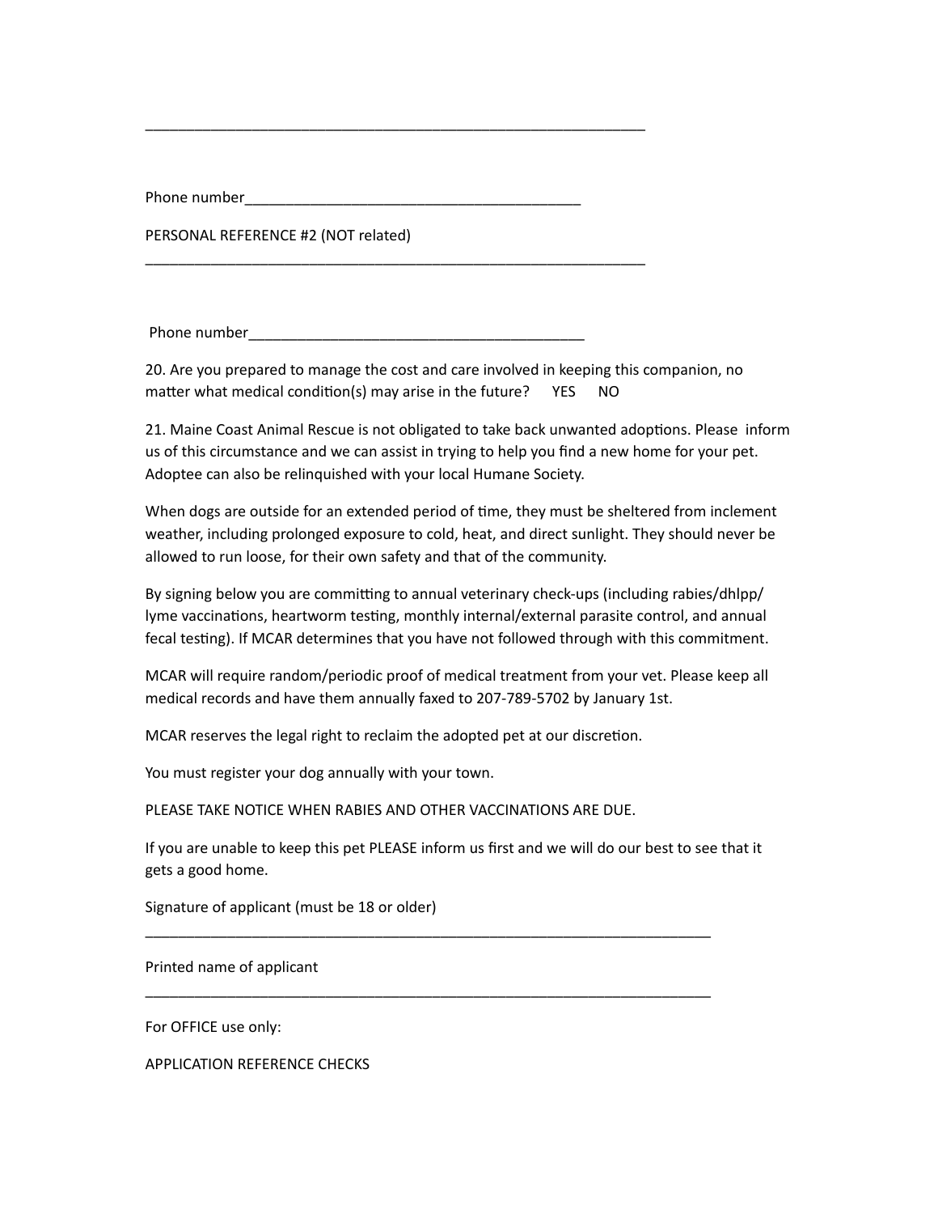_______________________________________________________________

Phone number___________________________________________

PERSONAL REFERENCE #2 (NOT related)

_______________________________________________________________

Phone number___________________________________________

20. Are you prepared to manage the cost and care involved in keeping this companion, no matter what medical condition(s) may arise in the future?   YES   NO

21. Maine Coast Animal Rescue is not obligated to take back unwanted adoptions. Please inform us of this circumstance and we can assist in trying to help you find a new home for your pet. Adoptee can also be relinquished with your local Humane Society.

When dogs are outside for an extended period of time, they must be sheltered from inclement weather, including prolonged exposure to cold, heat, and direct sunlight. They should never be allowed to run loose, for their own safety and that of the community.

By signing below you are committing to annual veterinary check-ups (including rabies/dhlpp/lyme vaccinations, heartworm testing, monthly internal/external parasite control, and annual fecal testing). If MCAR determines that you have not followed through with this commitment.

MCAR will require random/periodic proof of medical treatment from your vet. Please keep all medical records and have them annually faxed to 207-789-5702 by January 1st.

MCAR reserves the legal right to reclaim the adopted pet at our discretion.

You must register your dog annually with your town.

PLEASE TAKE NOTICE WHEN RABIES AND OTHER VACCINATIONS ARE DUE.

If you are unable to keep this pet PLEASE inform us first and we will do our best to see that it gets a good home.

Signature of applicant (must be 18 or older)

______________________________________________________________________

Printed name of applicant

______________________________________________________________________

For OFFICE use only:

APPLICATION REFERENCE CHECKS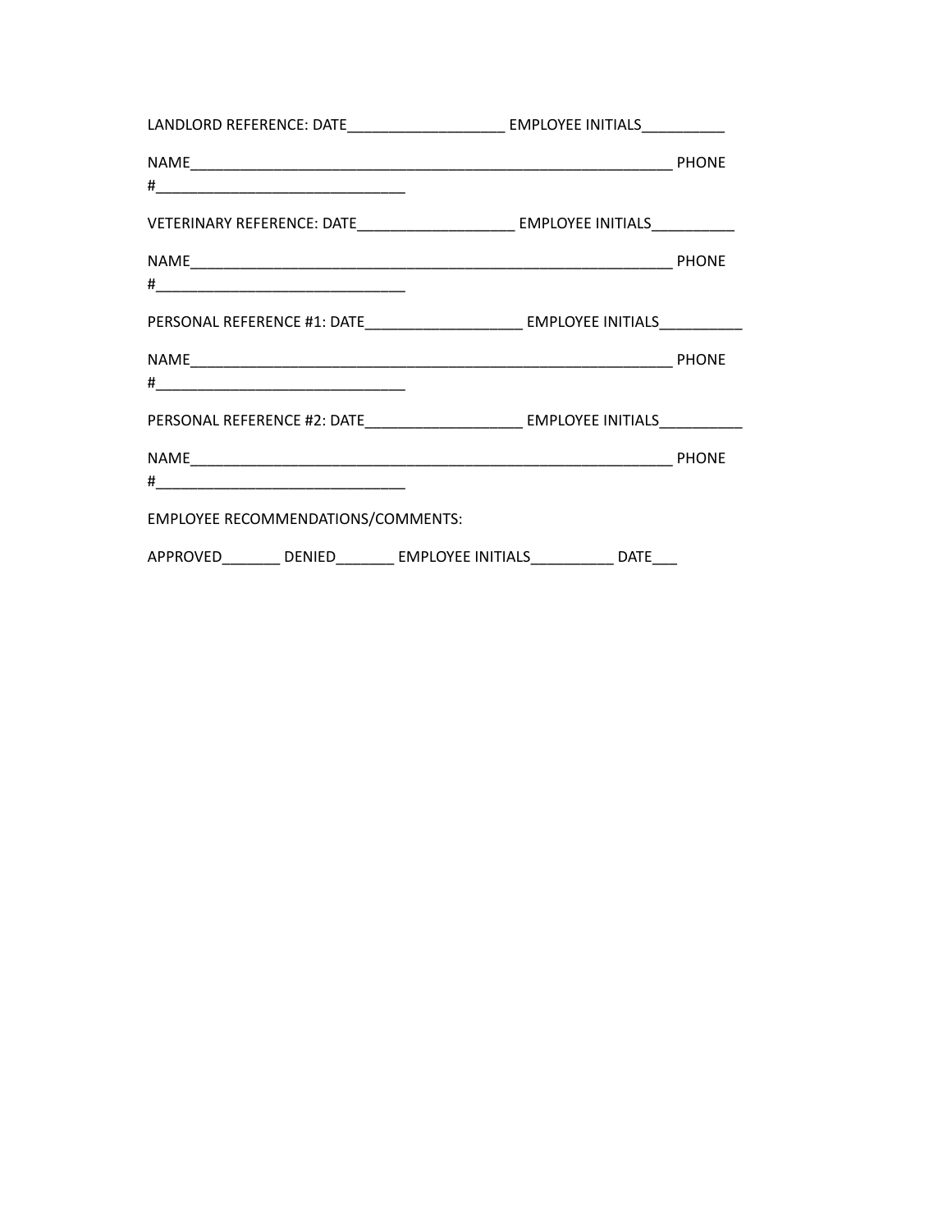LANDLORD REFERENCE: DATE___________________ EMPLOYEE INITIALS__________

NAME__________________________________________________________ PHONE #_____________________________

VETERINARY REFERENCE: DATE___________________ EMPLOYEE INITIALS__________

NAME__________________________________________________________ PHONE #_____________________________

PERSONAL REFERENCE #1: DATE___________________ EMPLOYEE INITIALS__________

NAME__________________________________________________________ PHONE #_____________________________

PERSONAL REFERENCE #2: DATE___________________ EMPLOYEE INITIALS__________

NAME__________________________________________________________ PHONE #_____________________________

EMPLOYEE RECOMMENDATIONS/COMMENTS:

APPROVED_______ DENIED_______ EMPLOYEE INITIALS__________ DATE___